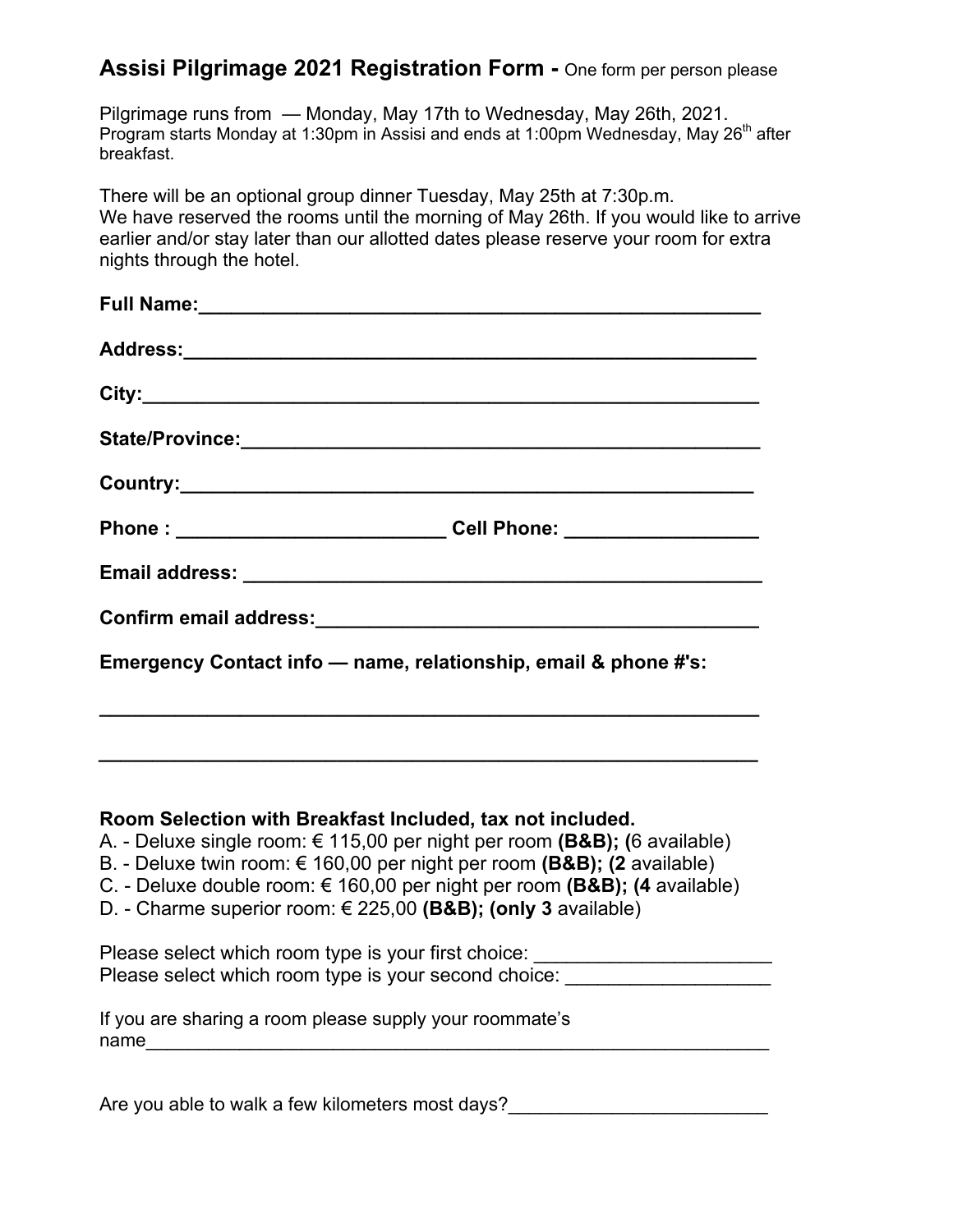## **Assisi Pilgrimage 2021 Registration Form -** One form per person please

Pilgrimage runs from — Monday, May 17th to Wednesday, May 26th, 2021.
Program starts Monday at 1:30pm in Assisi and ends at 1:00pm Wednesday, May 26th after breakfast.

There will be an optional group dinner Tuesday, May 25th at 7:30p.m.
We have reserved the rooms until the morning of May 26th. If you would like to arrive earlier and/or stay later than our allotted dates please reserve your room for extra nights through the hotel.

**Full Name:**_______________________________________________________

**Address:**_________________________________________________________

**City:**____________________________________________________________

**State/Province:**____________________________________________________

**Country:**_________________________________________________________

**Phone :** _________________________ **Cell Phone:** __________________

**Email address:** ____________________________________________________

**Confirm email address:**_____________________________________________

**Emergency Contact info — name, relationship, email & phone #'s:**

_________________________________________________________________

_________________________________________________________________

**Room Selection with Breakfast Included, tax not included.**

A. - Deluxe single room: € 115,00 per night per room **(B&B); (**6 available)
B. - Deluxe twin room: € 160,00 per night per room **(B&B); (2** available)
C. - Deluxe double room: € 160,00 per night per room **(B&B); (4** available)
D. - Charme superior room: € 225,00 **(B&B); (only 3** available)

Please select which room type is your first choice: ______________________
Please select which room type is your second choice: ___________________

If you are sharing a room please supply your roommate's name______________________________________________________________

Are you able to walk a few kilometers most days?________________________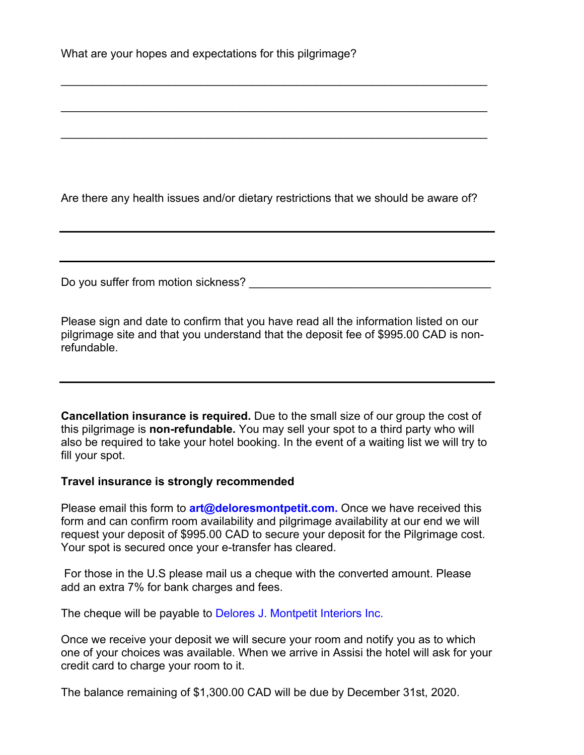What are your hopes and expectations for this pilgrimage?

_________________________________________________________________

_________________________________________________________________

_________________________________________________________________

Are there any health issues and/or dietary restrictions that we should be aware of?

_________________________________________________________________

_________________________________________________________________

Do you suffer from motion sickness? ______________________________

Please sign and date to confirm that you have read all the information listed on our pilgrimage site and that you understand that the deposit fee of $995.00 CAD is non-refundable.

_________________________________________________________________

**Cancellation insurance is required.** Due to the small size of our group the cost of this pilgrimage is **non-refundable.** You may sell your spot to a third party who will also be required to take your hotel booking. In the event of a waiting list we will try to fill your spot.

**Travel insurance is strongly recommended**

Please email this form to **art@deloresmontpetit.com.** Once we have received this form and can confirm room availability and pilgrimage availability at our end we will request your deposit of $995.00 CAD to secure your deposit for the Pilgrimage cost. Your spot is secured once your e-transfer has cleared.

For those in the U.S please mail us a cheque with the converted amount. Please add an extra 7% for bank charges and fees.

The cheque will be payable to Delores J. Montpetit Interiors Inc.

Once we receive your deposit we will secure your room and notify you as to which one of your choices was available. When we arrive in Assisi the hotel will ask for your credit card to charge your room to it.

The balance remaining of $1,300.00 CAD will be due by December 31st, 2020.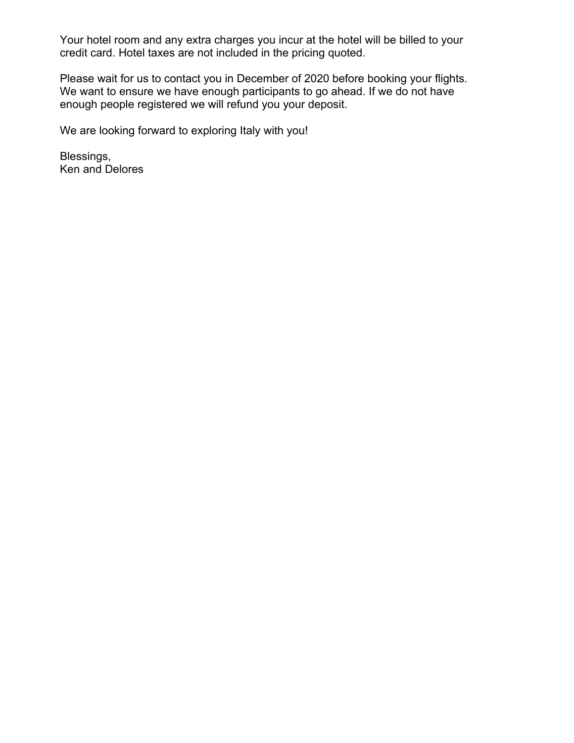Your hotel room and any extra charges you incur at the hotel will be billed to your credit card. Hotel taxes are not included in the pricing quoted.

Please wait for us to contact you in December of 2020 before booking your flights. We want to ensure we have enough participants to go ahead. If we do not have enough people registered we will refund you your deposit.

We are looking forward to exploring Italy with you!

Blessings,
Ken and Delores